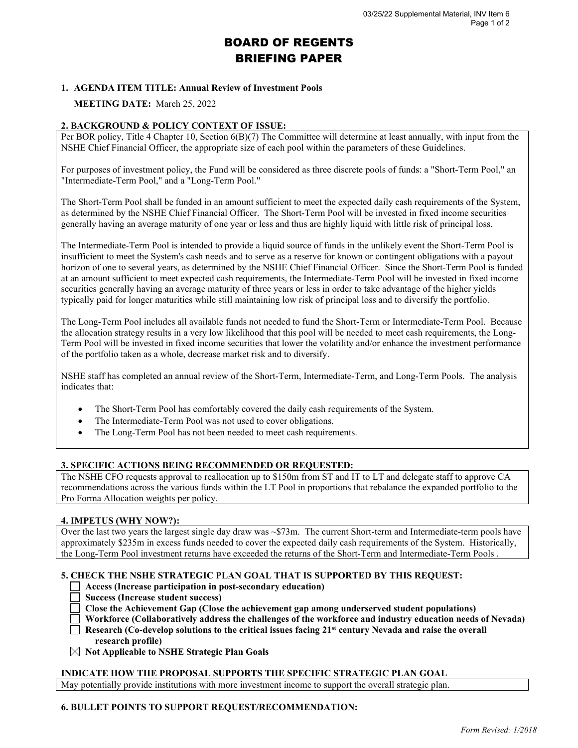# BOARD OF REGENTS
# BRIEFING PAPER

**1. AGENDA ITEM TITLE: Annual Review of Investment Pools**

**MEETING DATE:** March 25, 2022

**2. BACKGROUND & POLICY CONTEXT OF ISSUE:**

Per BOR policy, Title 4 Chapter 10, Section 6(B)(7) The Committee will determine at least annually, with input from the NSHE Chief Financial Officer, the appropriate size of each pool within the parameters of these Guidelines.

For purposes of investment policy, the Fund will be considered as three discrete pools of funds: a "Short-Term Pool," an "Intermediate-Term Pool," and a "Long-Term Pool."

The Short-Term Pool shall be funded in an amount sufficient to meet the expected daily cash requirements of the System, as determined by the NSHE Chief Financial Officer. The Short-Term Pool will be invested in fixed income securities generally having an average maturity of one year or less and thus are highly liquid with little risk of principal loss.

The Intermediate-Term Pool is intended to provide a liquid source of funds in the unlikely event the Short-Term Pool is insufficient to meet the System's cash needs and to serve as a reserve for known or contingent obligations with a payout horizon of one to several years, as determined by the NSHE Chief Financial Officer. Since the Short-Term Pool is funded at an amount sufficient to meet expected cash requirements, the Intermediate-Term Pool will be invested in fixed income securities generally having an average maturity of three years or less in order to take advantage of the higher yields typically paid for longer maturities while still maintaining low risk of principal loss and to diversify the portfolio.

The Long-Term Pool includes all available funds not needed to fund the Short-Term or Intermediate-Term Pool. Because the allocation strategy results in a very low likelihood that this pool will be needed to meet cash requirements, the Long-Term Pool will be invested in fixed income securities that lower the volatility and/or enhance the investment performance of the portfolio taken as a whole, decrease market risk and to diversify.

NSHE staff has completed an annual review of the Short-Term, Intermediate-Term, and Long-Term Pools. The analysis indicates that:

- The Short-Term Pool has comfortably covered the daily cash requirements of the System.
- The Intermediate-Term Pool was not used to cover obligations.
- The Long-Term Pool has not been needed to meet cash requirements.

**3. SPECIFIC ACTIONS BEING RECOMMENDED OR REQUESTED:**

The NSHE CFO requests approval to reallocation up to $150m from ST and IT to LT and delegate staff to approve CA recommendations across the various funds within the LT Pool in proportions that rebalance the expanded portfolio to the Pro Forma Allocation weights per policy.

**4. IMPETUS (WHY NOW?):**

Over the last two years the largest single day draw was ~$73m. The current Short-term and Intermediate-term pools have approximately $235m in excess funds needed to cover the expected daily cash requirements of the System. Historically, the Long-Term Pool investment returns have exceeded the returns of the Short-Term and Intermediate-Term Pools .

**5. CHECK THE NSHE STRATEGIC PLAN GOAL THAT IS SUPPORTED BY THIS REQUEST:**

- ☐ **Access (Increase participation in post-secondary education)**
- ☐ **Success (Increase student success)**
- ☐ **Close the Achievement Gap (Close the achievement gap among underserved student populations)**
- ☐ **Workforce (Collaboratively address the challenges of the workforce and industry education needs of Nevada)**
- ☐ **Research (Co-develop solutions to the critical issues facing 21st century Nevada and raise the overall research profile)**
- ☒ **Not Applicable to NSHE Strategic Plan Goals**

**INDICATE HOW THE PROPOSAL SUPPORTS THE SPECIFIC STRATEGIC PLAN GOAL**

May potentially provide institutions with more investment income to support the overall strategic plan.

**6. BULLET POINTS TO SUPPORT REQUEST/RECOMMENDATION:**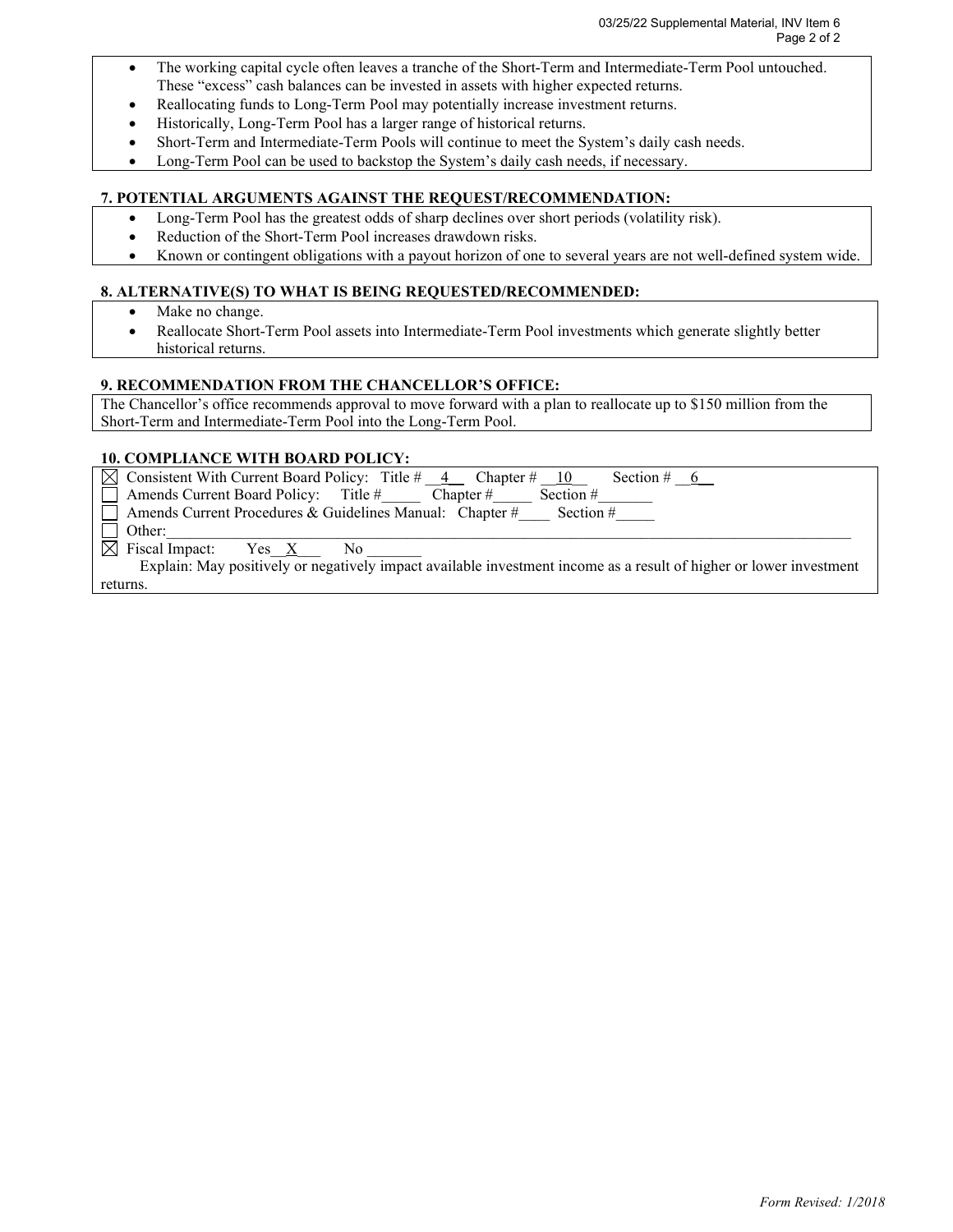- The working capital cycle often leaves a tranche of the Short-Term and Intermediate-Term Pool untouched. These "excess" cash balances can be invested in assets with higher expected returns.
- Reallocating funds to Long-Term Pool may potentially increase investment returns.
- Historically, Long-Term Pool has a larger range of historical returns.
- Short-Term and Intermediate-Term Pools will continue to meet the System's daily cash needs.
- Long-Term Pool can be used to backstop the System's daily cash needs, if necessary.

### 7. POTENTIAL ARGUMENTS AGAINST THE REQUEST/RECOMMENDATION:

- Long-Term Pool has the greatest odds of sharp declines over short periods (volatility risk).
- Reduction of the Short-Term Pool increases drawdown risks.
- Known or contingent obligations with a payout horizon of one to several years are not well-defined system wide.

### 8. ALTERNATIVE(S) TO WHAT IS BEING REQUESTED/RECOMMENDED:

- Make no change.
- Reallocate Short-Term Pool assets into Intermediate-Term Pool investments which generate slightly better historical returns.

### 9. RECOMMENDATION FROM THE CHANCELLOR'S OFFICE:

The Chancellor's office recommends approval to move forward with a plan to reallocate up to $150 million from the Short-Term and Intermediate-Term Pool into the Long-Term Pool.

### 10. COMPLIANCE WITH BOARD POLICY:

☒ Consistent With Current Board Policy: Title # 4 Chapter # 10 Section # 6

☐ Amends Current Board Policy: Title #_____ Chapter #_____ Section #_______

☐ Amends Current Procedures & Guidelines Manual: Chapter #____ Section #_____

☐ Other:

☒ Fiscal Impact: Yes X No _______

Explain: May positively or negatively impact available investment income as a result of higher or lower investment returns.